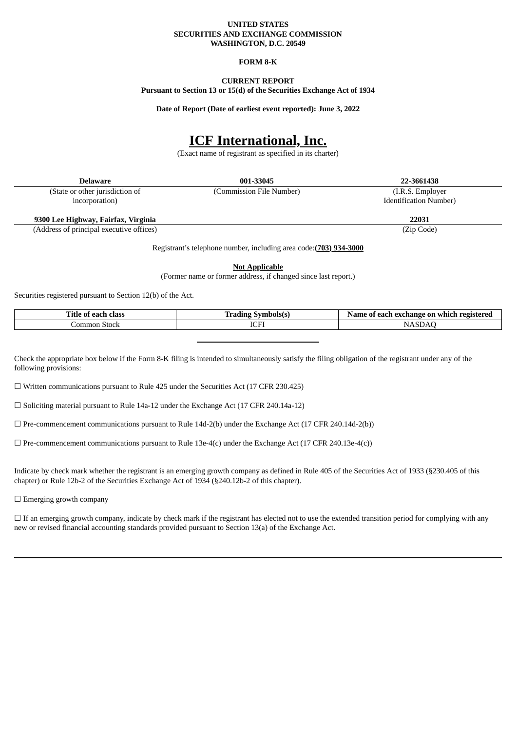**UNITED STATES**
**SECURITIES AND EXCHANGE COMMISSION**
**WASHINGTON, D.C. 20549**

**FORM 8-K**

**CURRENT REPORT**
**Pursuant to Section 13 or 15(d) of the Securities Exchange Act of 1934**

**Date of Report (Date of earliest event reported): June 3, 2022**

# ICF International, Inc.

(Exact name of registrant as specified in its charter)

| **Delaware** | **001-33045** | **22-3661438** |
|---|---|---|
| (State or other jurisdiction of incorporation) | (Commission File Number) | (I.R.S. Employer Identification Number) |

| **9300 Lee Highway, Fairfax, Virginia** | **22031** |
|---|---|
| (Address of principal executive offices) | (Zip Code) |

Registrant's telephone number, including area code: **(703) 934-3000**

**Not Applicable**
(Former name or former address, if changed since last report.)

Securities registered pursuant to Section 12(b) of the Act.

| Title of each class | Trading Symbols(s) | Name of each exchange on which registered |
|---|---|---|
| Common Stock | ICFI | NASDAQ |

Check the appropriate box below if the Form 8-K filing is intended to simultaneously satisfy the filing obligation of the registrant under any of the following provisions:

☐ Written communications pursuant to Rule 425 under the Securities Act (17 CFR 230.425)

☐ Soliciting material pursuant to Rule 14a-12 under the Exchange Act (17 CFR 240.14a-12)

☐ Pre-commencement communications pursuant to Rule 14d-2(b) under the Exchange Act (17 CFR 240.14d-2(b))

☐ Pre-commencement communications pursuant to Rule 13e-4(c) under the Exchange Act (17 CFR 240.13e-4(c))

Indicate by check mark whether the registrant is an emerging growth company as defined in Rule 405 of the Securities Act of 1933 (§230.405 of this chapter) or Rule 12b-2 of the Securities Exchange Act of 1934 (§240.12b-2 of this chapter).

☐ Emerging growth company

☐ If an emerging growth company, indicate by check mark if the registrant has elected not to use the extended transition period for complying with any new or revised financial accounting standards provided pursuant to Section 13(a) of the Exchange Act.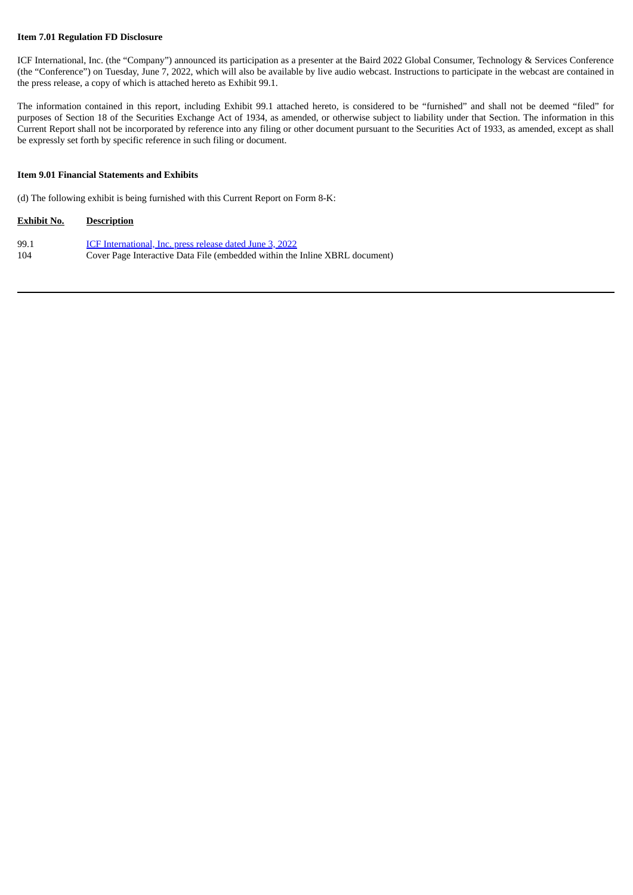**Item 7.01 Regulation FD Disclosure**

ICF International, Inc. (the "Company") announced its participation as a presenter at the Baird 2022 Global Consumer, Technology & Services Conference (the "Conference") on Tuesday, June 7, 2022, which will also be available by live audio webcast. Instructions to participate in the webcast are contained in the press release, a copy of which is attached hereto as Exhibit 99.1.

The information contained in this report, including Exhibit 99.1 attached hereto, is considered to be "furnished" and shall not be deemed "filed" for purposes of Section 18 of the Securities Exchange Act of 1934, as amended, or otherwise subject to liability under that Section. The information in this Current Report shall not be incorporated by reference into any filing or other document pursuant to the Securities Act of 1933, as amended, except as shall be expressly set forth by specific reference in such filing or document.

**Item 9.01 Financial Statements and Exhibits**

(d) The following exhibit is being furnished with this Current Report on Form 8-K:

| Exhibit No. | Description |
|---|---|
| 99.1 | ICF International, Inc. press release dated June 3, 2022 |
| 104 | Cover Page Interactive Data File (embedded within the Inline XBRL document) |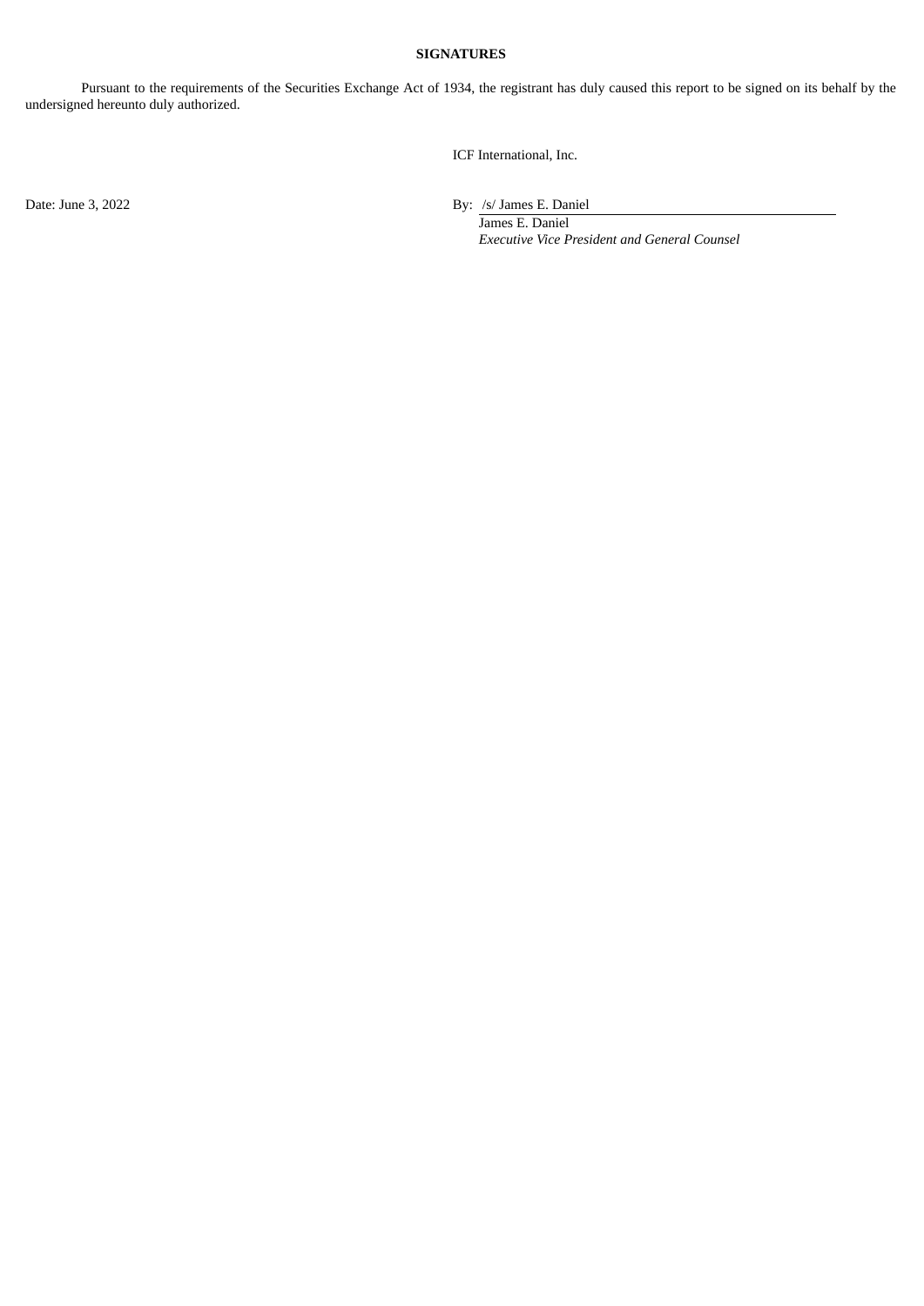**SIGNATURES**

Pursuant to the requirements of the Securities Exchange Act of 1934, the registrant has duly caused this report to be signed on its behalf by the undersigned hereunto duly authorized.

ICF International, Inc.

Date: June 3, 2022

By: /s/ James E. Daniel
James E. Daniel
*Executive Vice President and General Counsel*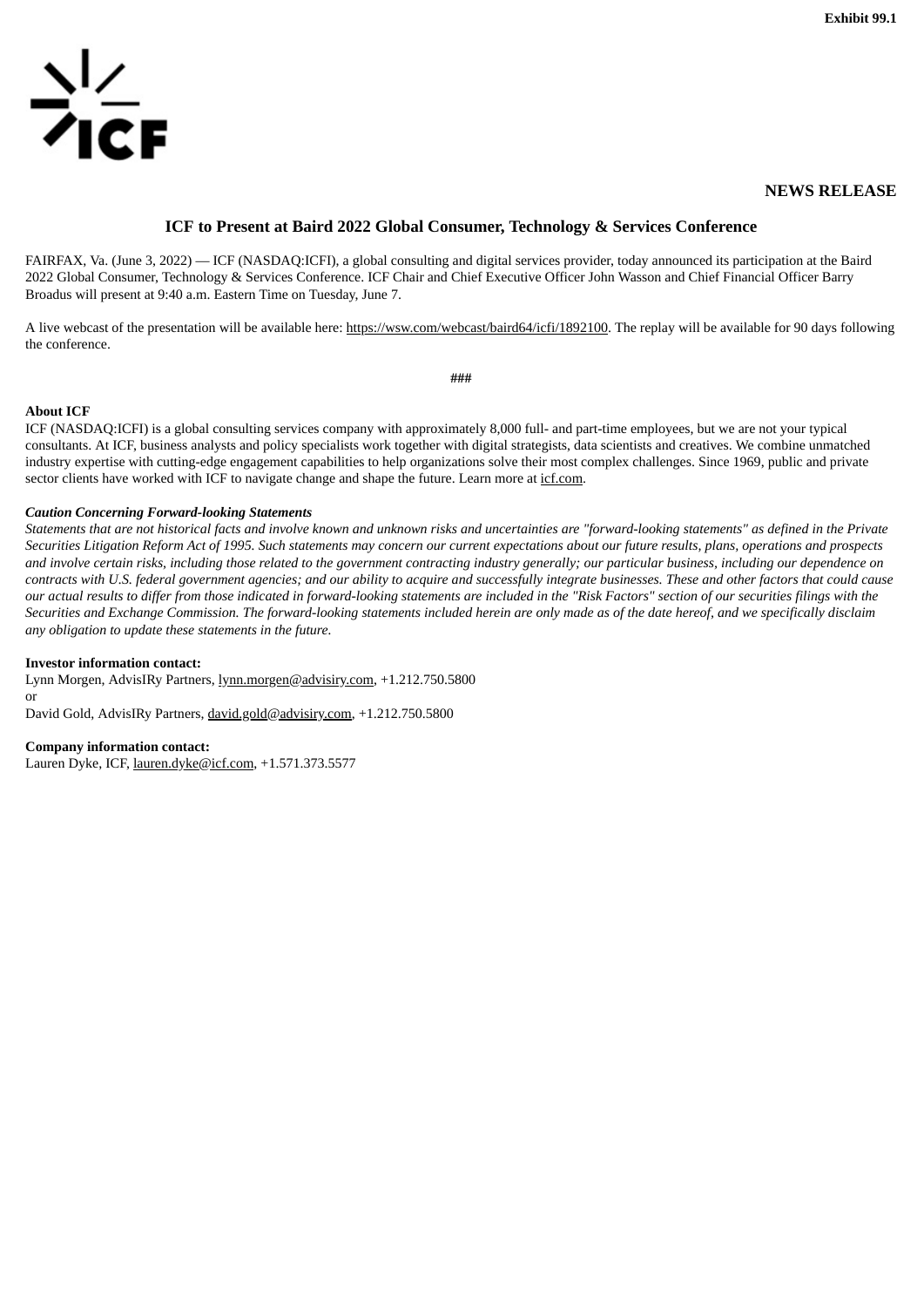**Exhibit 99.1**

**NEWS RELEASE**

## ICF to Present at Baird 2022 Global Consumer, Technology & Services Conference

FAIRFAX, Va. (June 3, 2022) — ICF (NASDAQ:ICFI), a global consulting and digital services provider, today announced its participation at the Baird 2022 Global Consumer, Technology & Services Conference. ICF Chair and Chief Executive Officer John Wasson and Chief Financial Officer Barry Broadus will present at 9:40 a.m. Eastern Time on Tuesday, June 7.

A live webcast of the presentation will be available here: https://wsw.com/webcast/baird64/icfi/1892100. The replay will be available for 90 days following the conference.

###

**About ICF**
ICF (NASDAQ:ICFI) is a global consulting services company with approximately 8,000 full- and part-time employees, but we are not your typical consultants. At ICF, business analysts and policy specialists work together with digital strategists, data scientists and creatives. We combine unmatched industry expertise with cutting-edge engagement capabilities to help organizations solve their most complex challenges. Since 1969, public and private sector clients have worked with ICF to navigate change and shape the future. Learn more at icf.com.

***Caution Concerning Forward-looking Statements***
*Statements that are not historical facts and involve known and unknown risks and uncertainties are "forward-looking statements" as defined in the Private Securities Litigation Reform Act of 1995. Such statements may concern our current expectations about our future results, plans, operations and prospects and involve certain risks, including those related to the government contracting industry generally; our particular business, including our dependence on contracts with U.S. federal government agencies; and our ability to acquire and successfully integrate businesses. These and other factors that could cause our actual results to differ from those indicated in forward-looking statements are included in the "Risk Factors" section of our securities filings with the Securities and Exchange Commission. The forward-looking statements included herein are only made as of the date hereof, and we specifically disclaim any obligation to update these statements in the future.*

**Investor information contact:**
Lynn Morgen, AdvisIRy Partners, lynn.morgen@advisiry.com, +1.212.750.5800
or
David Gold, AdvisIRy Partners, david.gold@advisiry.com, +1.212.750.5800

**Company information contact:**
Lauren Dyke, ICF, lauren.dyke@icf.com, +1.571.373.5577